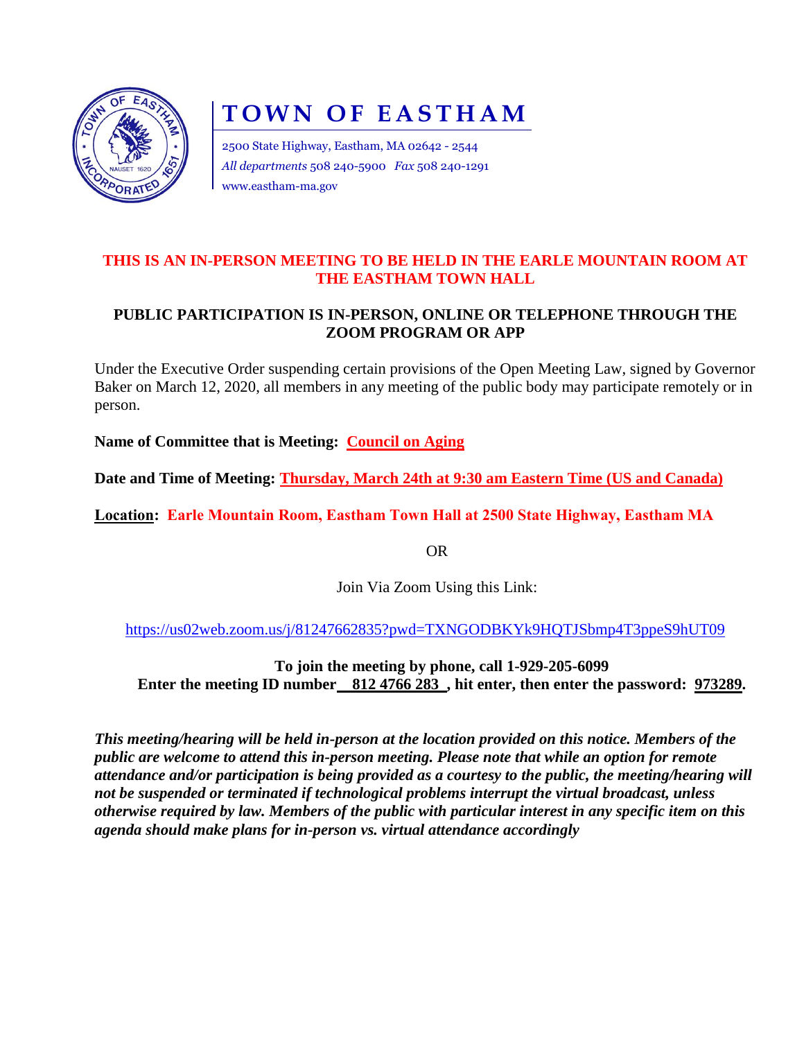# TOWN OF EASTHAM

2500 State Highway, Eastham, MA 02642 - 2544
*All departments* 508 240-5900 *Fax* 508 240-1291
www.eastham-ma.gov

**THIS IS AN IN-PERSON MEETING TO BE HELD IN THE EARLE MOUNTAIN ROOM AT THE EASTHAM TOWN HALL**

**PUBLIC PARTICIPATION IS IN-PERSON, ONLINE OR TELEPHONE THROUGH THE ZOOM PROGRAM OR APP**

Under the Executive Order suspending certain provisions of the Open Meeting Law, signed by Governor Baker on March 12, 2020, all members in any meeting of the public body may participate remotely or in person.

**Name of Committee that is Meeting: Council on Aging**

**Date and Time of Meeting: Thursday, March 24th at 9:30 am Eastern Time (US and Canada)**

**Location: Earle Mountain Room, Eastham Town Hall at 2500 State Highway, Eastham MA**

OR

Join Via Zoom Using this Link:

https://us02web.zoom.us/j/81247662835?pwd=TXNGODBKYk9HQTJSbmp4T3ppeS9hUT09

**To join the meeting by phone, call 1-929-205-6099**
**Enter the meeting ID number 812 4766 283 , hit enter, then enter the password: 973289.**

***This meeting/hearing will be held in-person at the location provided on this notice. Members of the public are welcome to attend this in-person meeting. Please note that while an option for remote attendance and/or participation is being provided as a courtesy to the public, the meeting/hearing will not be suspended or terminated if technological problems interrupt the virtual broadcast, unless otherwise required by law. Members of the public with particular interest in any specific item on this agenda should make plans for in-person vs. virtual attendance accordingly***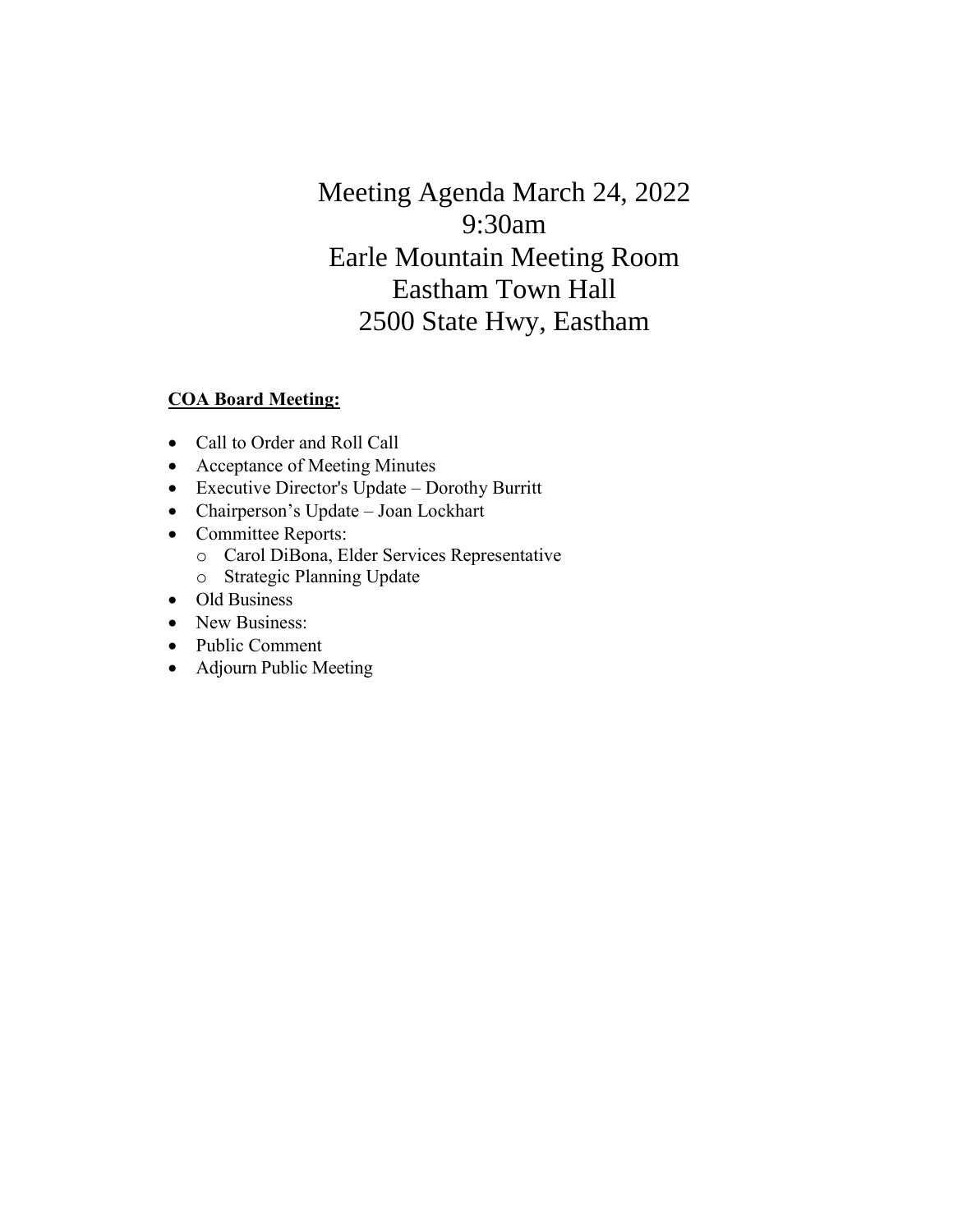# Meeting Agenda March 24, 2022
# 9:30am
# Earle Mountain Meeting Room
# Eastham Town Hall
# 2500 State Hwy, Eastham

**COA Board Meeting:**

- Call to Order and Roll Call
- Acceptance of Meeting Minutes
- Executive Director's Update – Dorothy Burritt
- Chairperson's Update – Joan Lockhart
- Committee Reports:
  - Carol DiBona, Elder Services Representative
  - Strategic Planning Update
- Old Business
- New Business:
- Public Comment
- Adjourn Public Meeting